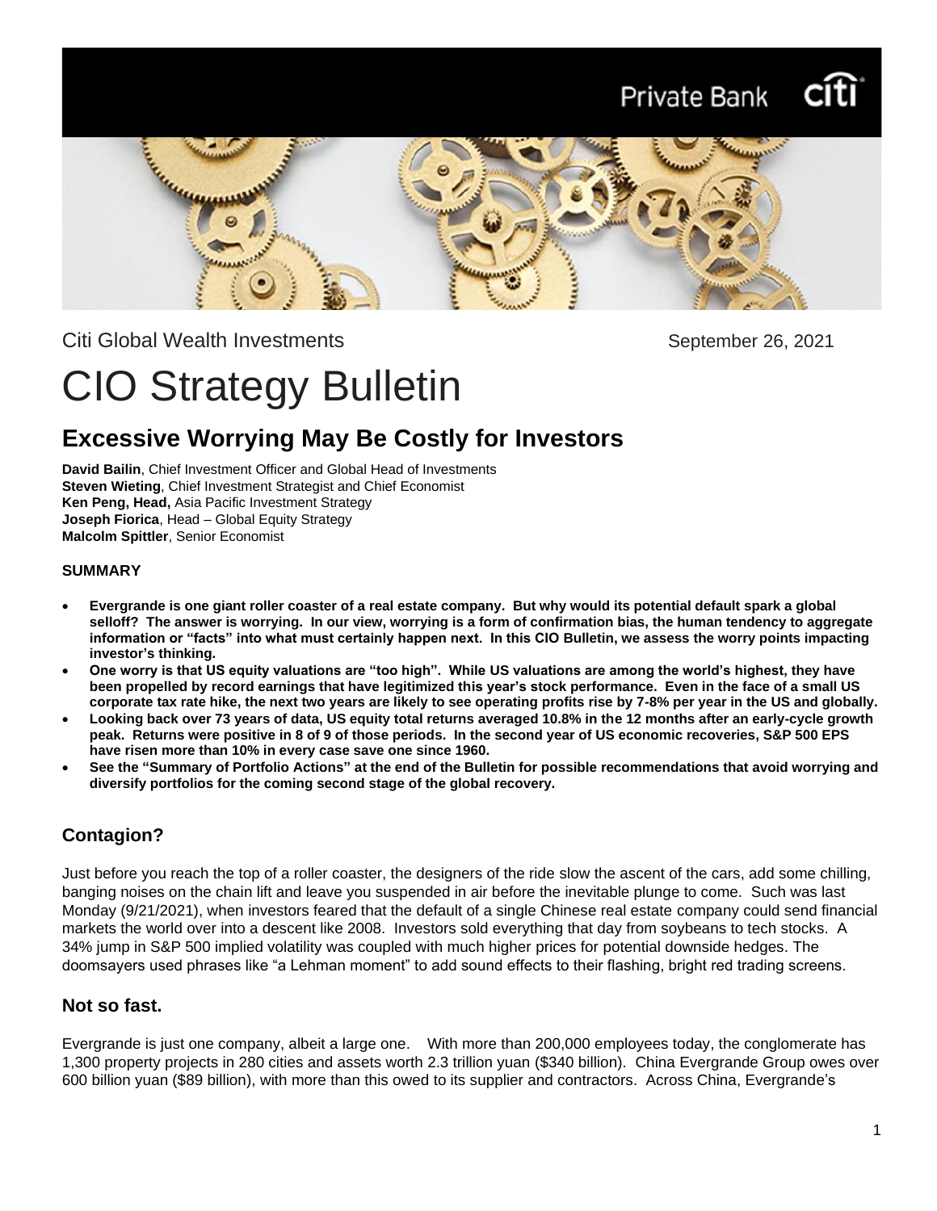Citi Global Wealth Investments

September 26, 2021

# CIO Strategy Bulletin

## Excessive Worrying May Be Costly for Investors

**David Bailin**, Chief Investment Officer and Global Head of Investments
**Steven Wieting**, Chief Investment Strategist and Chief Economist
**Ken Peng, Head,** Asia Pacific Investment Strategy
**Joseph Fiorica**, Head – Global Equity Strategy
**Malcolm Spittler**, Senior Economist

**SUMMARY**

- **Evergrande is one giant roller coaster of a real estate company. But why would its potential default spark a global selloff? The answer is worrying. In our view, worrying is a form of confirmation bias, the human tendency to aggregate information or "facts" into what must certainly happen next. In this CIO Bulletin, we assess the worry points impacting investor's thinking.**
- **One worry is that US equity valuations are "too high". While US valuations are among the world's highest, they have been propelled by record earnings that have legitimized this year's stock performance. Even in the face of a small US corporate tax rate hike, the next two years are likely to see operating profits rise by 7-8% per year in the US and globally.**
- **Looking back over 73 years of data, US equity total returns averaged 10.8% in the 12 months after an early-cycle growth peak. Returns were positive in 8 of 9 of those periods. In the second year of US economic recoveries, S&P 500 EPS have risen more than 10% in every case save one since 1960.**
- **See the "Summary of Portfolio Actions" at the end of the Bulletin for possible recommendations that avoid worrying and diversify portfolios for the coming second stage of the global recovery.**

### Contagion?

Just before you reach the top of a roller coaster, the designers of the ride slow the ascent of the cars, add some chilling, banging noises on the chain lift and leave you suspended in air before the inevitable plunge to come. Such was last Monday (9/21/2021), when investors feared that the default of a single Chinese real estate company could send financial markets the world over into a descent like 2008. Investors sold everything that day from soybeans to tech stocks. A 34% jump in S&P 500 implied volatility was coupled with much higher prices for potential downside hedges. The doomsayers used phrases like "a Lehman moment" to add sound effects to their flashing, bright red trading screens.

### Not so fast.

Evergrande is just one company, albeit a large one. With more than 200,000 employees today, the conglomerate has 1,300 property projects in 280 cities and assets worth 2.3 trillion yuan ($340 billion). China Evergrande Group owes over 600 billion yuan ($89 billion), with more than this owed to its supplier and contractors. Across China, Evergrande's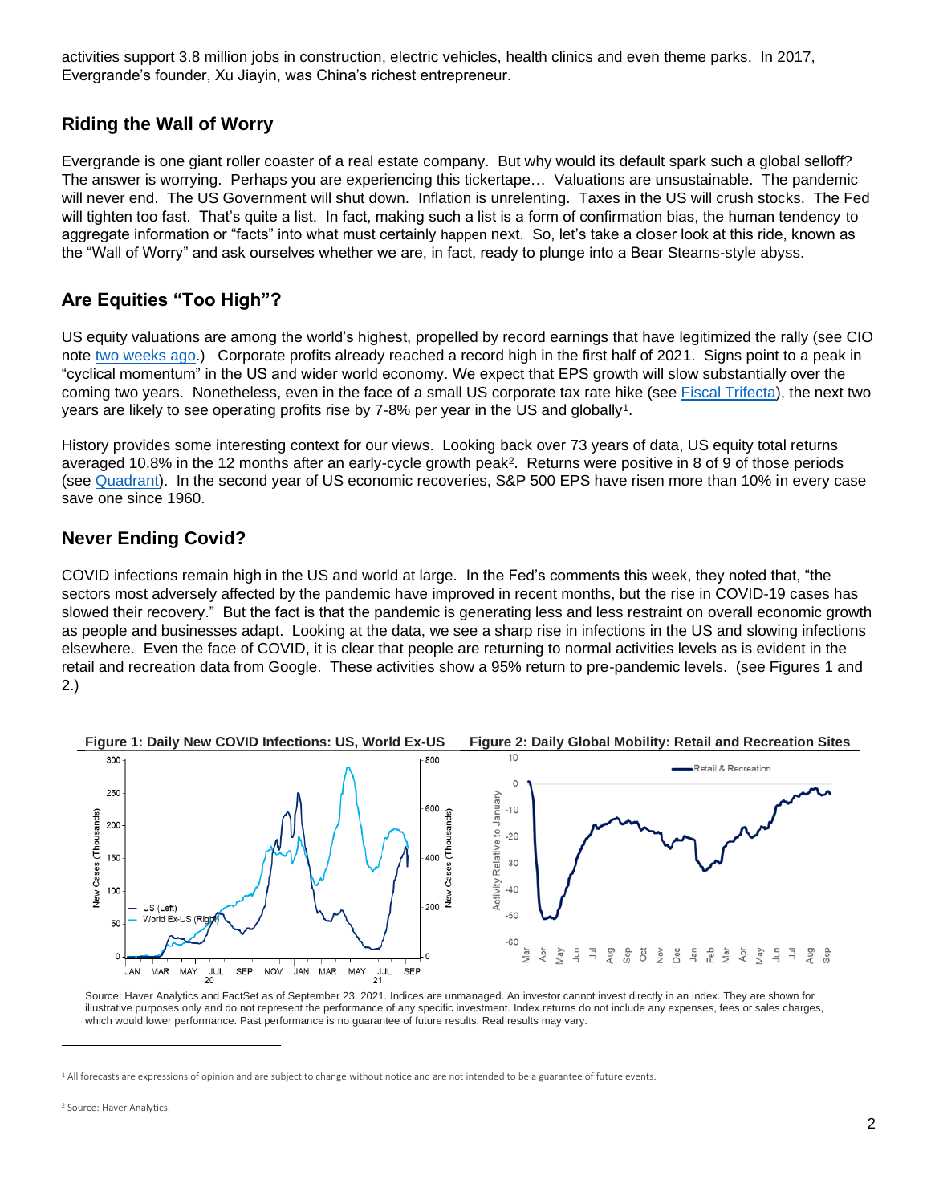activities support 3.8 million jobs in construction, electric vehicles, health clinics and even theme parks. In 2017, Evergrande's founder, Xu Jiayin, was China's richest entrepreneur.

## Riding the Wall of Worry

Evergrande is one giant roller coaster of a real estate company. But why would its default spark such a global selloff? The answer is worrying. Perhaps you are experiencing this tickertape… Valuations are unsustainable. The pandemic will never end. The US Government will shut down. Inflation is unrelenting. Taxes in the US will crush stocks. The Fed will tighten too fast. That's quite a list. In fact, making such a list is a form of confirmation bias, the human tendency to aggregate information or "facts" into what must certainly happen next. So, let's take a closer look at this ride, known as the "Wall of Worry" and ask ourselves whether we are, in fact, ready to plunge into a Bear Stearns-style abyss.

## Are Equities "Too High"?

US equity valuations are among the world's highest, propelled by record earnings that have legitimized the rally (see CIO note two weeks ago.) Corporate profits already reached a record high in the first half of 2021. Signs point to a peak in "cyclical momentum" in the US and wider world economy. We expect that EPS growth will slow substantially over the coming two years. Nonetheless, even in the face of a small US corporate tax rate hike (see Fiscal Trifecta), the next two years are likely to see operating profits rise by 7-8% per year in the US and globally[1].

History provides some interesting context for our views. Looking back over 73 years of data, US equity total returns averaged 10.8% in the 12 months after an early-cycle growth peak[2]. Returns were positive in 8 of 9 of those periods (see Quadrant). In the second year of US economic recoveries, S&P 500 EPS have risen more than 10% in every case save one since 1960.

## Never Ending Covid?

COVID infections remain high in the US and world at large. In the Fed's comments this week, they noted that, "the sectors most adversely affected by the pandemic have improved in recent months, but the rise in COVID-19 cases has slowed their recovery." But the fact is that the pandemic is generating less and less restraint on overall economic growth as people and businesses adapt. Looking at the data, we see a sharp rise in infections in the US and slowing infections elsewhere. Even the face of COVID, it is clear that people are returning to normal activities levels as is evident in the retail and recreation data from Google. These activities show a 95% return to pre-pandemic levels. (see Figures 1 and 2.)

**Figure 1: Daily New COVID Infections: US, World Ex-US**

**Figure 2: Daily Global Mobility: Retail and Recreation Sites**

Source: Haver Analytics and FactSet as of September 23, 2021. Indices are unmanaged. An investor cannot invest directly in an index. They are shown for illustrative purposes only and do not represent the performance of any specific investment. Index returns do not include any expenses, fees or sales charges, which would lower performance. Past performance is no guarantee of future results. Real results may vary.

---

[1] All forecasts are expressions of opinion and are subject to change without notice and are not intended to be a guarantee of future events.

[2] Source: Haver Analytics.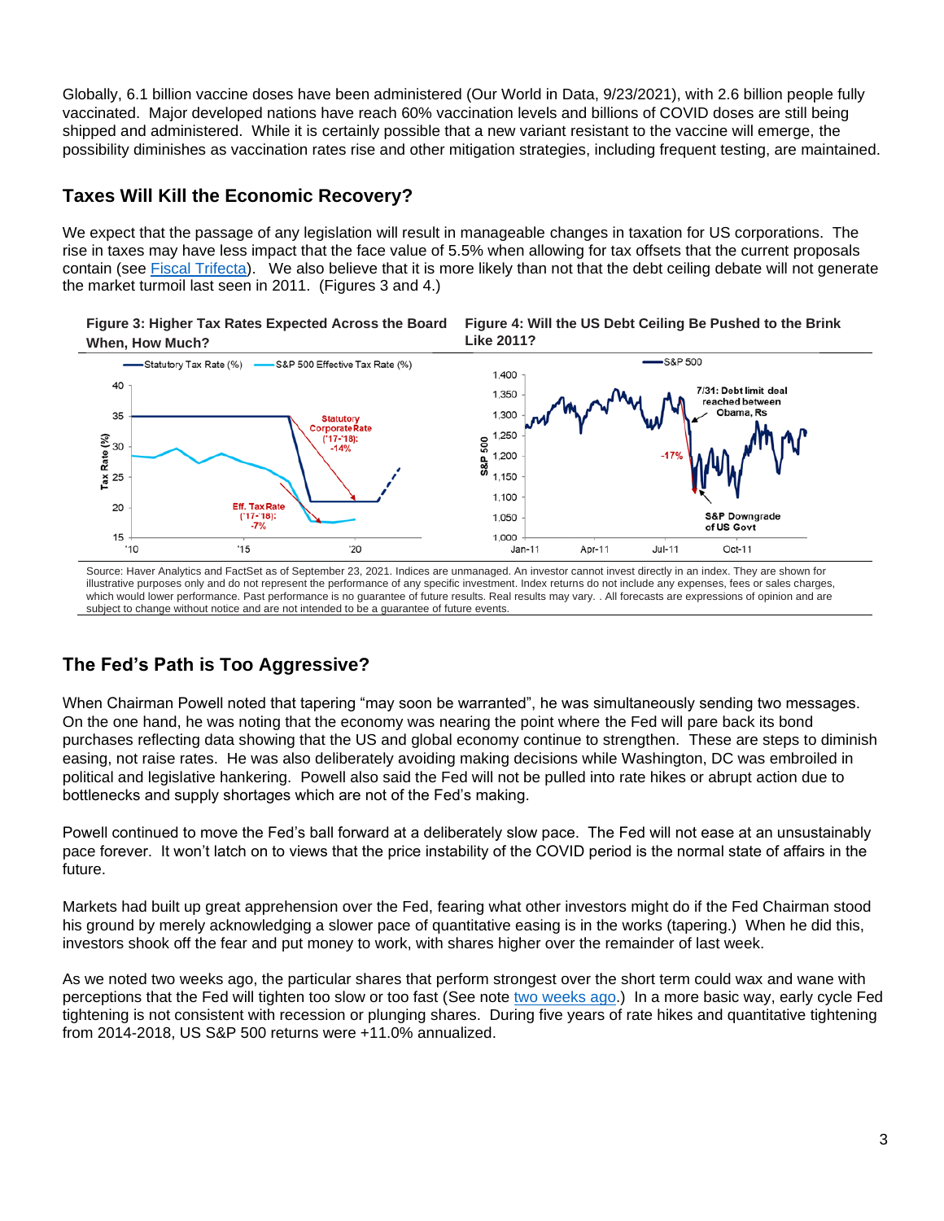Globally, 6.1 billion vaccine doses have been administered (Our World in Data, 9/23/2021), with 2.6 billion people fully vaccinated. Major developed nations have reach 60% vaccination levels and billions of COVID doses are still being shipped and administered. While it is certainly possible that a new variant resistant to the vaccine will emerge, the possibility diminishes as vaccination rates rise and other mitigation strategies, including frequent testing, are maintained.

## Taxes Will Kill the Economic Recovery?

We expect that the passage of any legislation will result in manageable changes in taxation for US corporations. The rise in taxes may have less impact that the face value of 5.5% when allowing for tax offsets that the current proposals contain (see Fiscal Trifecta). We also believe that it is more likely than not that the debt ceiling debate will not generate the market turmoil last seen in 2011. (Figures 3 and 4.)

**Figure 3: Higher Tax Rates Expected Across the Board When, How Much?**

**Figure 4: Will the US Debt Ceiling Be Pushed to the Brink Like 2011?**

Source: Haver Analytics and FactSet as of September 23, 2021. Indices are unmanaged. An investor cannot invest directly in an index. They are shown for illustrative purposes only and do not represent the performance of any specific investment. Index returns do not include any expenses, fees or sales charges, which would lower performance. Past performance is no guarantee of future results. Real results may vary. . All forecasts are expressions of opinion and are subject to change without notice and are not intended to be a guarantee of future events.

## The Fed's Path is Too Aggressive?

When Chairman Powell noted that tapering "may soon be warranted", he was simultaneously sending two messages. On the one hand, he was noting that the economy was nearing the point where the Fed will pare back its bond purchases reflecting data showing that the US and global economy continue to strengthen. These are steps to diminish easing, not raise rates. He was also deliberately avoiding making decisions while Washington, DC was embroiled in political and legislative hankering. Powell also said the Fed will not be pulled into rate hikes or abrupt action due to bottlenecks and supply shortages which are not of the Fed's making.

Powell continued to move the Fed's ball forward at a deliberately slow pace. The Fed will not ease at an unsustainably pace forever. It won't latch on to views that the price instability of the COVID period is the normal state of affairs in the future.

Markets had built up great apprehension over the Fed, fearing what other investors might do if the Fed Chairman stood his ground by merely acknowledging a slower pace of quantitative easing is in the works (tapering.) When he did this, investors shook off the fear and put money to work, with shares higher over the remainder of last week.

As we noted two weeks ago, the particular shares that perform strongest over the short term could wax and wane with perceptions that the Fed will tighten too slow or too fast (See note two weeks ago.) In a more basic way, early cycle Fed tightening is not consistent with recession or plunging shares. During five years of rate hikes and quantitative tightening from 2014-2018, US S&P 500 returns were +11.0% annualized.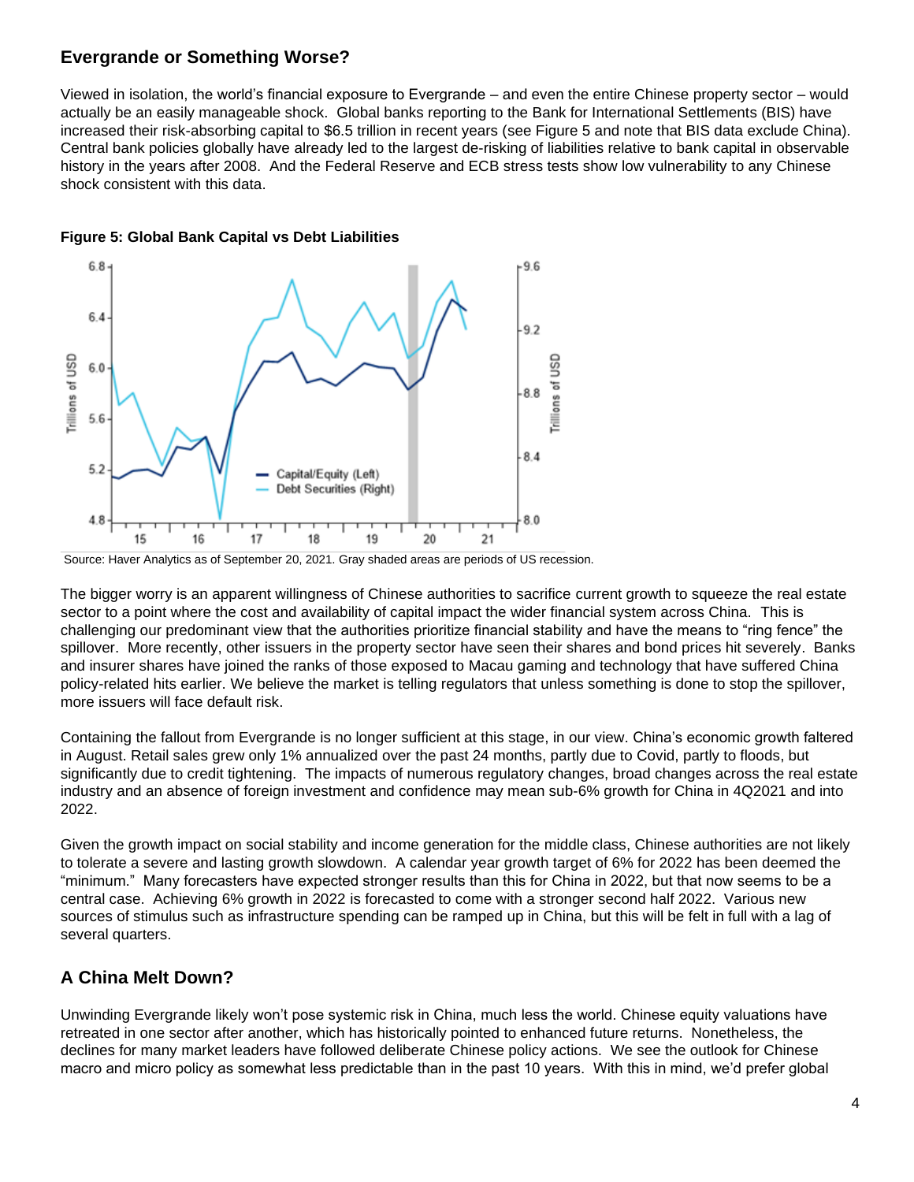## Evergrande or Something Worse?

Viewed in isolation, the world's financial exposure to Evergrande – and even the entire Chinese property sector – would actually be an easily manageable shock. Global banks reporting to the Bank for International Settlements (BIS) have increased their risk-absorbing capital to $6.5 trillion in recent years (see Figure 5 and note that BIS data exclude China). Central bank policies globally have already led to the largest de-risking of liabilities relative to bank capital in observable history in the years after 2008. And the Federal Reserve and ECB stress tests show low vulnerability to any Chinese shock consistent with this data.

**Figure 5: Global Bank Capital vs Debt Liabilities**

Source: Haver Analytics as of September 20, 2021. Gray shaded areas are periods of US recession.

The bigger worry is an apparent willingness of Chinese authorities to sacrifice current growth to squeeze the real estate sector to a point where the cost and availability of capital impact the wider financial system across China. This is challenging our predominant view that the authorities prioritize financial stability and have the means to "ring fence" the spillover. More recently, other issuers in the property sector have seen their shares and bond prices hit severely. Banks and insurer shares have joined the ranks of those exposed to Macau gaming and technology that have suffered China policy-related hits earlier. We believe the market is telling regulators that unless something is done to stop the spillover, more issuers will face default risk.

Containing the fallout from Evergrande is no longer sufficient at this stage, in our view. China's economic growth faltered in August. Retail sales grew only 1% annualized over the past 24 months, partly due to Covid, partly to floods, but significantly due to credit tightening. The impacts of numerous regulatory changes, broad changes across the real estate industry and an absence of foreign investment and confidence may mean sub-6% growth for China in 4Q2021 and into 2022.

Given the growth impact on social stability and income generation for the middle class, Chinese authorities are not likely to tolerate a severe and lasting growth slowdown. A calendar year growth target of 6% for 2022 has been deemed the "minimum." Many forecasters have expected stronger results than this for China in 2022, but that now seems to be a central case. Achieving 6% growth in 2022 is forecasted to come with a stronger second half 2022. Various new sources of stimulus such as infrastructure spending can be ramped up in China, but this will be felt in full with a lag of several quarters.

## A China Melt Down?

Unwinding Evergrande likely won't pose systemic risk in China, much less the world. Chinese equity valuations have retreated in one sector after another, which has historically pointed to enhanced future returns. Nonetheless, the declines for many market leaders have followed deliberate Chinese policy actions. We see the outlook for Chinese macro and micro policy as somewhat less predictable than in the past 10 years. With this in mind, we'd prefer global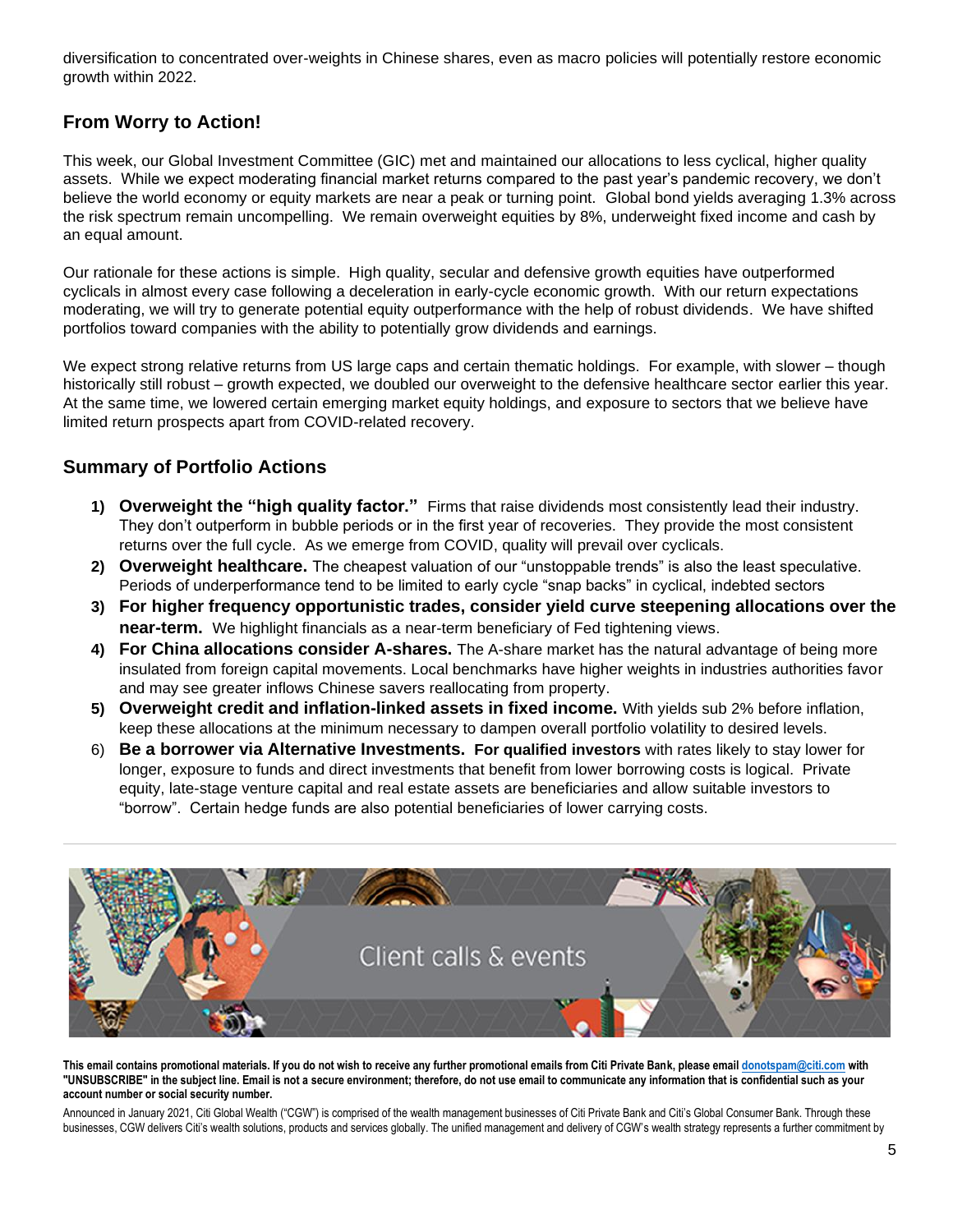diversification to concentrated over-weights in Chinese shares, even as macro policies will potentially restore economic growth within 2022.

## From Worry to Action!

This week, our Global Investment Committee (GIC) met and maintained our allocations to less cyclical, higher quality assets. While we expect moderating financial market returns compared to the past year's pandemic recovery, we don't believe the world economy or equity markets are near a peak or turning point. Global bond yields averaging 1.3% across the risk spectrum remain uncompelling. We remain overweight equities by 8%, underweight fixed income and cash by an equal amount.

Our rationale for these actions is simple. High quality, secular and defensive growth equities have outperformed cyclicals in almost every case following a deceleration in early-cycle economic growth. With our return expectations moderating, we will try to generate potential equity outperformance with the help of robust dividends. We have shifted portfolios toward companies with the ability to potentially grow dividends and earnings.

We expect strong relative returns from US large caps and certain thematic holdings. For example, with slower – though historically still robust – growth expected, we doubled our overweight to the defensive healthcare sector earlier this year. At the same time, we lowered certain emerging market equity holdings, and exposure to sectors that we believe have limited return prospects apart from COVID-related recovery.

## Summary of Portfolio Actions

1) **Overweight the "high quality factor."** Firms that raise dividends most consistently lead their industry. They don't outperform in bubble periods or in the first year of recoveries. They provide the most consistent returns over the full cycle. As we emerge from COVID, quality will prevail over cyclicals.
2) **Overweight healthcare.** The cheapest valuation of our "unstoppable trends" is also the least speculative. Periods of underperformance tend to be limited to early cycle "snap backs" in cyclical, indebted sectors
3) **For higher frequency opportunistic trades, consider yield curve steepening allocations over the near-term.** We highlight financials as a near-term beneficiary of Fed tightening views.
4) **For China allocations consider A-shares.** The A-share market has the natural advantage of being more insulated from foreign capital movements. Local benchmarks have higher weights in industries authorities favor and may see greater inflows Chinese savers reallocating from property.
5) **Overweight credit and inflation-linked assets in fixed income.** With yields sub 2% before inflation, keep these allocations at the minimum necessary to dampen overall portfolio volatility to desired levels.
6) **Be a borrower via Alternative Investments. For qualified investors** with rates likely to stay lower for longer, exposure to funds and direct investments that benefit from lower borrowing costs is logical. Private equity, late-stage venture capital and real estate assets are beneficiaries and allow suitable investors to "borrow". Certain hedge funds are also potential beneficiaries of lower carrying costs.

---

Client calls & events

**This email contains promotional materials. If you do not wish to receive any further promotional emails from Citi Private Bank, please email donotspam@citi.com with "UNSUBSCRIBE" in the subject line. Email is not a secure environment; therefore, do not use email to communicate any information that is confidential such as your account number or social security number.**

Announced in January 2021, Citi Global Wealth ("CGW") is comprised of the wealth management businesses of Citi Private Bank and Citi's Global Consumer Bank. Through these businesses, CGW delivers Citi's wealth solutions, products and services globally. The unified management and delivery of CGW's wealth strategy represents a further commitment by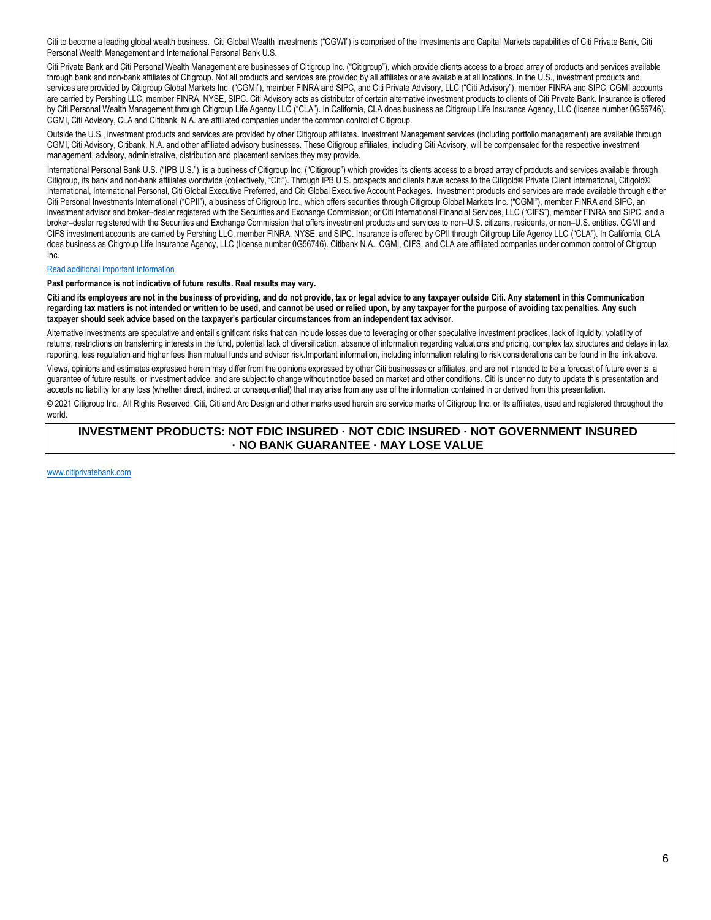Citi to become a leading global wealth business. Citi Global Wealth Investments ("CGWI") is comprised of the Investments and Capital Markets capabilities of Citi Private Bank, Citi Personal Wealth Management and International Personal Bank U.S.

Citi Private Bank and Citi Personal Wealth Management are businesses of Citigroup Inc. ("Citigroup"), which provide clients access to a broad array of products and services available through bank and non-bank affiliates of Citigroup. Not all products and services are provided by all affiliates or are available at all locations. In the U.S., investment products and services are provided by Citigroup Global Markets Inc. ("CGMI"), member FINRA and SIPC, and Citi Private Advisory, LLC ("Citi Advisory"), member FINRA and SIPC. CGMI accounts are carried by Pershing LLC, member FINRA, NYSE, SIPC. Citi Advisory acts as distributor of certain alternative investment products to clients of Citi Private Bank. Insurance is offered by Citi Personal Wealth Management through Citigroup Life Agency LLC ("CLA"). In California, CLA does business as Citigroup Life Insurance Agency, LLC (license number 0G56746). CGMI, Citi Advisory, CLA and Citibank, N.A. are affiliated companies under the common control of Citigroup.

Outside the U.S., investment products and services are provided by other Citigroup affiliates. Investment Management services (including portfolio management) are available through CGMI, Citi Advisory, Citibank, N.A. and other affiliated advisory businesses. These Citigroup affiliates, including Citi Advisory, will be compensated for the respective investment management, advisory, administrative, distribution and placement services they may provide.

International Personal Bank U.S. ("IPB U.S."), is a business of Citigroup Inc. ("Citigroup") which provides its clients access to a broad array of products and services available through Citigroup, its bank and non-bank affiliates worldwide (collectively, "Citi"). Through IPB U.S. prospects and clients have access to the Citigold® Private Client International, Citigold® International, International Personal, Citi Global Executive Preferred, and Citi Global Executive Account Packages. Investment products and services are made available through either Citi Personal Investments International ("CPII"), a business of Citigroup Inc., which offers securities through Citigroup Global Markets Inc. ("CGMI"), member FINRA and SIPC, an investment advisor and broker–dealer registered with the Securities and Exchange Commission; or Citi International Financial Services, LLC ("CIFS"), member FINRA and SIPC, and a broker–dealer registered with the Securities and Exchange Commission that offers investment products and services to non–U.S. citizens, residents, or non–U.S. entities. CGMI and CIFS investment accounts are carried by Pershing LLC, member FINRA, NYSE, and SIPC. Insurance is offered by CPII through Citigroup Life Agency LLC ("CLA"). In California, CLA does business as Citigroup Life Insurance Agency, LLC (license number 0G56746). Citibank N.A., CGMI, CIFS, and CLA are affiliated companies under common control of Citigroup Inc.

Read additional Important Information

**Past performance is not indicative of future results. Real results may vary.**

**Citi and its employees are not in the business of providing, and do not provide, tax or legal advice to any taxpayer outside Citi. Any statement in this Communication regarding tax matters is not intended or written to be used, and cannot be used or relied upon, by any taxpayer for the purpose of avoiding tax penalties. Any such taxpayer should seek advice based on the taxpayer's particular circumstances from an independent tax advisor.**

Alternative investments are speculative and entail significant risks that can include losses due to leveraging or other speculative investment practices, lack of liquidity, volatility of returns, restrictions on transferring interests in the fund, potential lack of diversification, absence of information regarding valuations and pricing, complex tax structures and delays in tax reporting, less regulation and higher fees than mutual funds and advisor risk.Important information, including information relating to risk considerations can be found in the link above.

Views, opinions and estimates expressed herein may differ from the opinions expressed by other Citi businesses or affiliates, and are not intended to be a forecast of future events, a guarantee of future results, or investment advice, and are subject to change without notice based on market and other conditions. Citi is under no duty to update this presentation and accepts no liability for any loss (whether direct, indirect or consequential) that may arise from any use of the information contained in or derived from this presentation.

© 2021 Citigroup Inc., All Rights Reserved. Citi, Citi and Arc Design and other marks used herein are service marks of Citigroup Inc. or its affiliates, used and registered throughout the world.

**INVESTMENT PRODUCTS: NOT FDIC INSURED · NOT CDIC INSURED · NOT GOVERNMENT INSURED · NO BANK GUARANTEE · MAY LOSE VALUE**

www.citiprivatebank.com